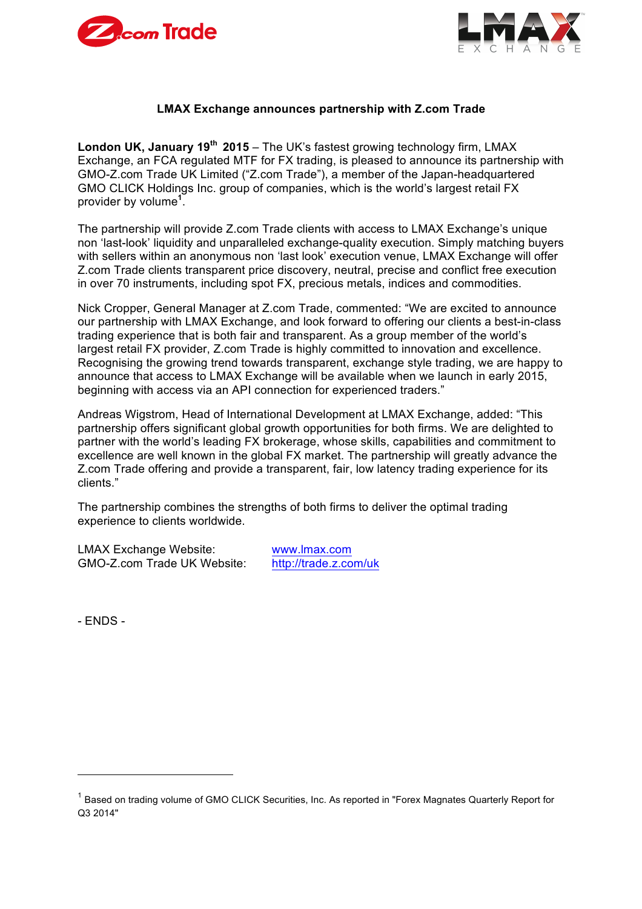### LMAX Exchange announces partnership with Z.com Trade

**London UK, January 19th 2015** – The UK's fastest growing technology firm, LMAX Exchange, an FCA regulated MTF for FX trading, is pleased to announce its partnership with GMO-Z.com Trade UK Limited ("Z.com Trade"), a member of the Japan-headquartered GMO CLICK Holdings Inc. group of companies, which is the world's largest retail FX provider by volume[1].

The partnership will provide Z.com Trade clients with access to LMAX Exchange's unique non 'last-look' liquidity and unparalleled exchange-quality execution. Simply matching buyers with sellers within an anonymous non 'last look' execution venue, LMAX Exchange will offer Z.com Trade clients transparent price discovery, neutral, precise and conflict free execution in over 70 instruments, including spot FX, precious metals, indices and commodities.

Nick Cropper, General Manager at Z.com Trade, commented: "We are excited to announce our partnership with LMAX Exchange, and look forward to offering our clients a best-in-class trading experience that is both fair and transparent. As a group member of the world's largest retail FX provider, Z.com Trade is highly committed to innovation and excellence. Recognising the growing trend towards transparent, exchange style trading, we are happy to announce that access to LMAX Exchange will be available when we launch in early 2015, beginning with access via an API connection for experienced traders."

Andreas Wigstrom, Head of International Development at LMAX Exchange, added: "This partnership offers significant global growth opportunities for both firms. We are delighted to partner with the world's leading FX brokerage, whose skills, capabilities and commitment to excellence are well known in the global FX market. The partnership will greatly advance the Z.com Trade offering and provide a transparent, fair, low latency trading experience for its clients."

The partnership combines the strengths of both firms to deliver the optimal trading experience to clients worldwide.

LMAX Exchange Website: www.lmax.com
GMO-Z.com Trade UK Website: http://trade.z.com/uk

- ENDS -

[1] Based on trading volume of GMO CLICK Securities, Inc. As reported in "Forex Magnates Quarterly Report for Q3 2014"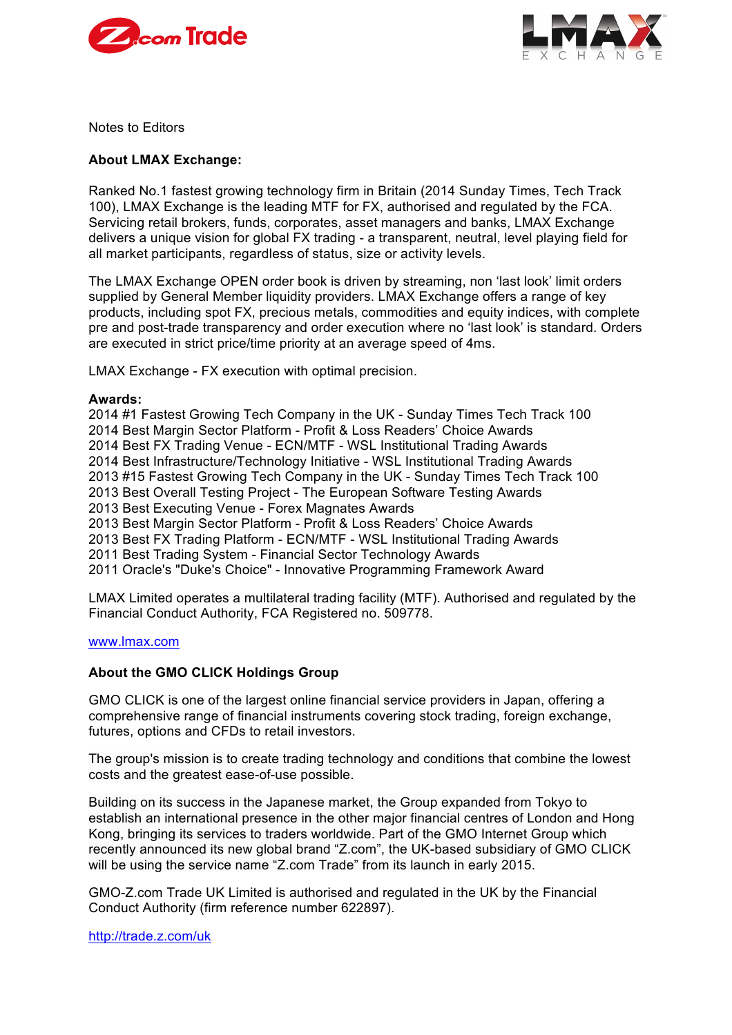Notes to Editors

**About LMAX Exchange:**

Ranked No.1 fastest growing technology firm in Britain (2014 Sunday Times, Tech Track 100), LMAX Exchange is the leading MTF for FX, authorised and regulated by the FCA. Servicing retail brokers, funds, corporates, asset managers and banks, LMAX Exchange delivers a unique vision for global FX trading - a transparent, neutral, level playing field for all market participants, regardless of status, size or activity levels.

The LMAX Exchange OPEN order book is driven by streaming, non 'last look' limit orders supplied by General Member liquidity providers. LMAX Exchange offers a range of key products, including spot FX, precious metals, commodities and equity indices, with complete pre and post-trade transparency and order execution where no 'last look' is standard. Orders are executed in strict price/time priority at an average speed of 4ms.

LMAX Exchange - FX execution with optimal precision.

**Awards:**
2014 #1 Fastest Growing Tech Company in the UK - Sunday Times Tech Track 100
2014 Best Margin Sector Platform - Profit & Loss Readers' Choice Awards
2014 Best FX Trading Venue - ECN/MTF - WSL Institutional Trading Awards
2014 Best Infrastructure/Technology Initiative - WSL Institutional Trading Awards
2013 #15 Fastest Growing Tech Company in the UK - Sunday Times Tech Track 100
2013 Best Overall Testing Project - The European Software Testing Awards
2013 Best Executing Venue - Forex Magnates Awards
2013 Best Margin Sector Platform - Profit & Loss Readers' Choice Awards
2013 Best FX Trading Platform - ECN/MTF - WSL Institutional Trading Awards
2011 Best Trading System - Financial Sector Technology Awards
2011 Oracle's "Duke's Choice" - Innovative Programming Framework Award

LMAX Limited operates a multilateral trading facility (MTF). Authorised and regulated by the Financial Conduct Authority, FCA Registered no. 509778.

www.lmax.com

**About the GMO CLICK Holdings Group**

GMO CLICK is one of the largest online financial service providers in Japan, offering a comprehensive range of financial instruments covering stock trading, foreign exchange, futures, options and CFDs to retail investors.

The group's mission is to create trading technology and conditions that combine the lowest costs and the greatest ease-of-use possible.

Building on its success in the Japanese market, the Group expanded from Tokyo to establish an international presence in the other major financial centres of London and Hong Kong, bringing its services to traders worldwide. Part of the GMO Internet Group which recently announced its new global brand "Z.com", the UK-based subsidiary of GMO CLICK will be using the service name "Z.com Trade" from its launch in early 2015.

GMO-Z.com Trade UK Limited is authorised and regulated in the UK by the Financial Conduct Authority (firm reference number 622897).

http://trade.z.com/uk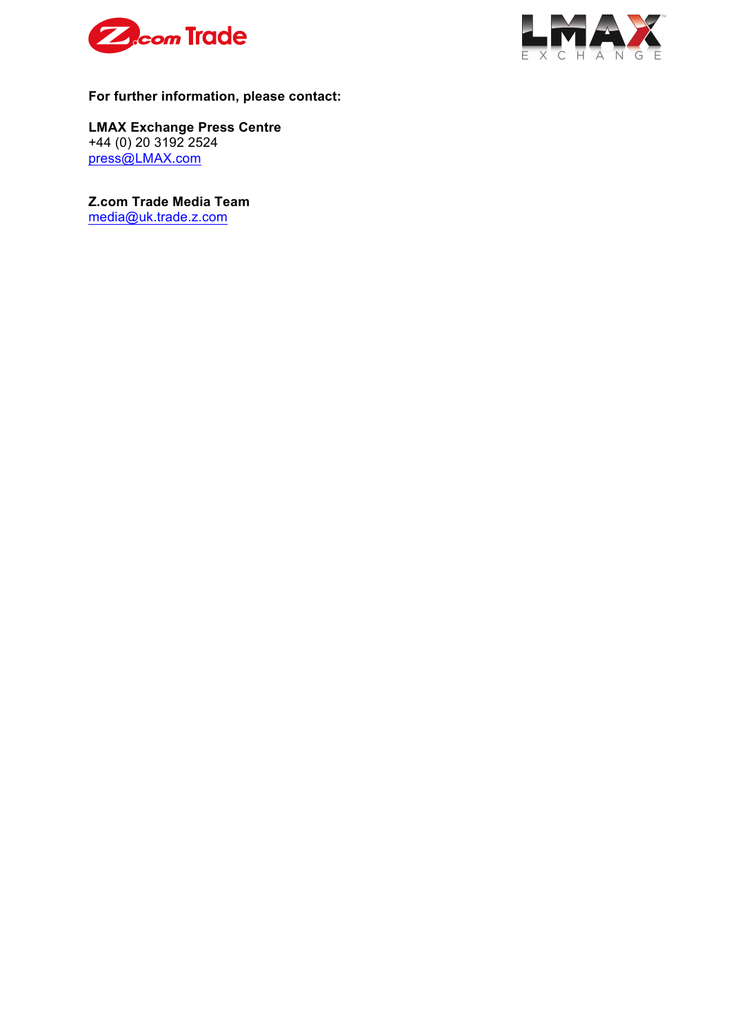**For further information, please contact:**

**LMAX Exchange Press Centre**
+44 (0) 20 3192 2524
press@LMAX.com

**Z.com Trade Media Team**
media@uk.trade.z.com